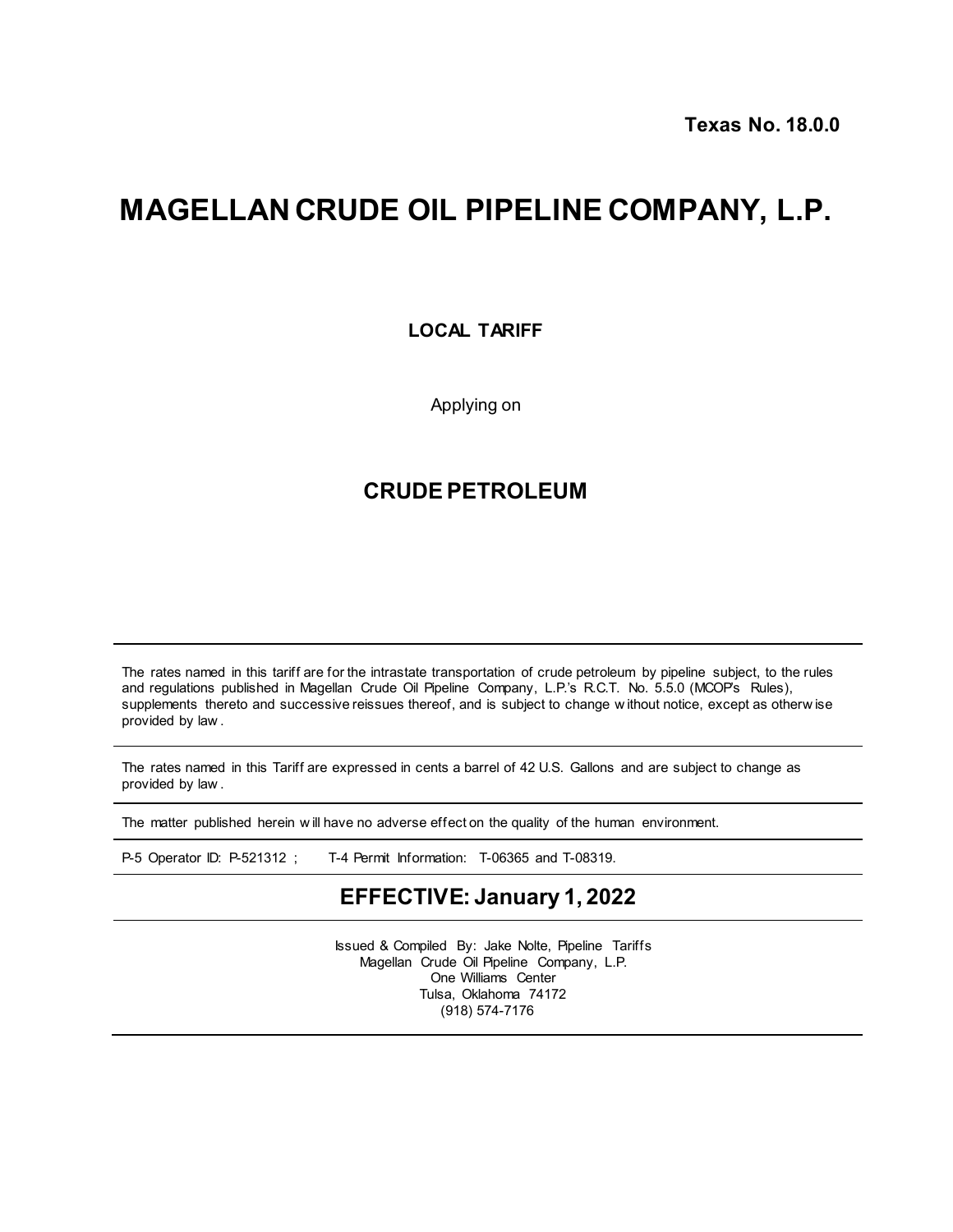**Texas No. 18.0.0**

# MAGELLAN CRUDE OIL PIPELINE COMPANY, L.P.

**LOCAL TARIFF**

Applying on

## CRUDE PETROLEUM

---

The rates named in this tariff are for the intrastate transportation of crude petroleum by pipeline subject, to the rules and regulations published in Magellan Crude Oil Pipeline Company, L.P.'s R.C.T. No. 5.5.0 (MCOP's Rules), supplements thereto and successive reissues thereof, and is subject to change without notice, except as otherwise provided by law.

---

The rates named in this Tariff are expressed in cents a barrel of 42 U.S. Gallons and are subject to change as provided by law.

---

The matter published herein will have no adverse effect on the quality of the human environment.

---

P-5 Operator ID: P-521312 ; T-4 Permit Information: T-06365 and T-08319.

---

## EFFECTIVE: January 1, 2022

---

Issued & Compiled By: Jake Nolte, Pipeline Tariffs
Magellan Crude Oil Pipeline Company, L.P.
One Williams Center
Tulsa, Oklahoma 74172
(918) 574-7176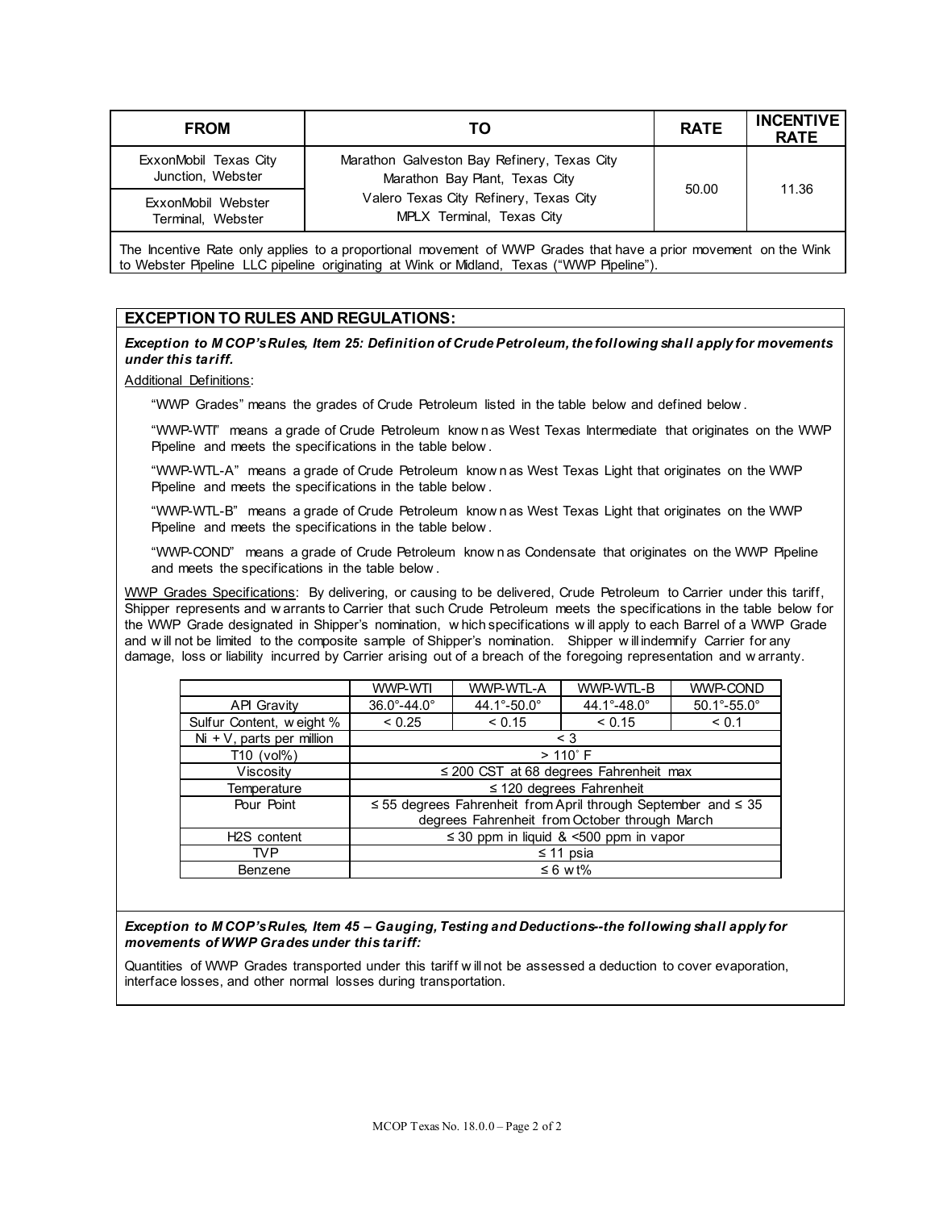| FROM | TO | RATE | INCENTIVE RATE |
|---|---|---|---|
| ExxonMobil Texas City Junction, Webster | Marathon Galveston Bay Refinery, Texas City<br>Marathon Bay Plant, Texas City<br>Valero Texas City Refinery, Texas City<br>MPLX Terminal, Texas City | 50.00 | 11.36 |
| ExxonMobil Webster Terminal, Webster | | | |

The Incentive Rate only applies to a proportional movement of WWP Grades that have a prior movement on the Wink to Webster Pipeline LLC pipeline originating at Wink or Midland, Texas ("WWP Pipeline").

## EXCEPTION TO RULES AND REGULATIONS:

***Exception to MCOP's Rules, Item 25: Definition of Crude Petroleum, the following shall apply for movements under this tariff.***

Additional Definitions:

"WWP Grades" means the grades of Crude Petroleum listed in the table below and defined below.

"WWP-WTI" means a grade of Crude Petroleum known as West Texas Intermediate that originates on the WWP Pipeline and meets the specifications in the table below.

"WWP-WTL-A" means a grade of Crude Petroleum known as West Texas Light that originates on the WWP Pipeline and meets the specifications in the table below.

"WWP-WTL-B" means a grade of Crude Petroleum known as West Texas Light that originates on the WWP Pipeline and meets the specifications in the table below.

"WWP-COND" means a grade of Crude Petroleum known as Condensate that originates on the WWP Pipeline and meets the specifications in the table below.

WWP Grades Specifications: By delivering, or causing to be delivered, Crude Petroleum to Carrier under this tariff, Shipper represents and warrants to Carrier that such Crude Petroleum meets the specifications in the table below for the WWP Grade designated in Shipper's nomination, which specifications will apply to each Barrel of a WWP Grade and will not be limited to the composite sample of Shipper's nomination. Shipper will indemnify Carrier for any damage, loss or liability incurred by Carrier arising out of a breach of the foregoing representation and warranty.

| | WWP-WTI | WWP-WTL-A | WWP-WTL-B | WWP-COND |
|---|---|---|---|---|
| API Gravity | 36.0°-44.0° | 44.1°-50.0° | 44.1°-48.0° | 50.1°-55.0° |
| Sulfur Content, weight % | < 0.25 | < 0.15 | < 0.15 | < 0.1 |
| Ni + V, parts per million | < 3 | | | |
| T10 (vol%) | > 110° F | | | |
| Viscosity | ≤ 200 CST at 68 degrees Fahrenheit max | | | |
| Temperature | ≤ 120 degrees Fahrenheit | | | |
| Pour Point | ≤ 55 degrees Fahrenheit from April through September and ≤ 35 degrees Fahrenheit from October through March | | | |
| $H_2S$ content | ≤ 30 ppm in liquid & <500 ppm in vapor | | | |
| TVP | ≤ 11 psia | | | |
| Benzene | ≤ 6 wt% | | | |

***Exception to MCOP's Rules, Item 45 – Gauging, Testing and Deductions--the following shall apply for movements of WWP Grades under this tariff:***

Quantities of WWP Grades transported under this tariff will not be assessed a deduction to cover evaporation, interface losses, and other normal losses during transportation.